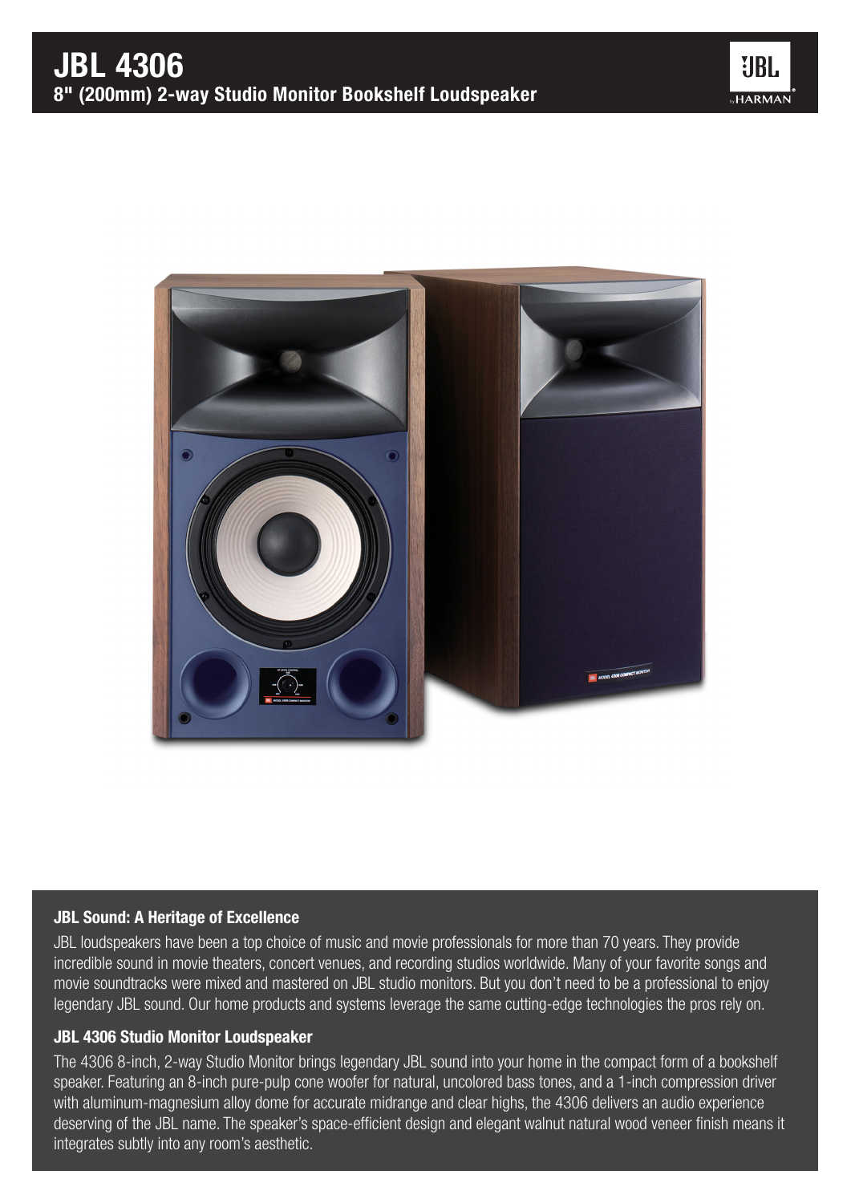# JBL 4306

## 8" (200mm) 2-way Studio Monitor Bookshelf Loudspeaker

### JBL Sound: A Heritage of Excellence

JBL loudspeakers have been a top choice of music and movie professionals for more than 70 years. They provide incredible sound in movie theaters, concert venues, and recording studios worldwide. Many of your favorite songs and movie soundtracks were mixed and mastered on JBL studio monitors. But you don't need to be a professional to enjoy legendary JBL sound. Our home products and systems leverage the same cutting-edge technologies the pros rely on.

### JBL 4306 Studio Monitor Loudspeaker

The 4306 8-inch, 2-way Studio Monitor brings legendary JBL sound into your home in the compact form of a bookshelf speaker. Featuring an 8-inch pure-pulp cone woofer for natural, uncolored bass tones, and a 1-inch compression driver with aluminum-magnesium alloy dome for accurate midrange and clear highs, the 4306 delivers an audio experience deserving of the JBL name. The speaker's space-efficient design and elegant walnut natural wood veneer finish means it integrates subtly into any room's aesthetic.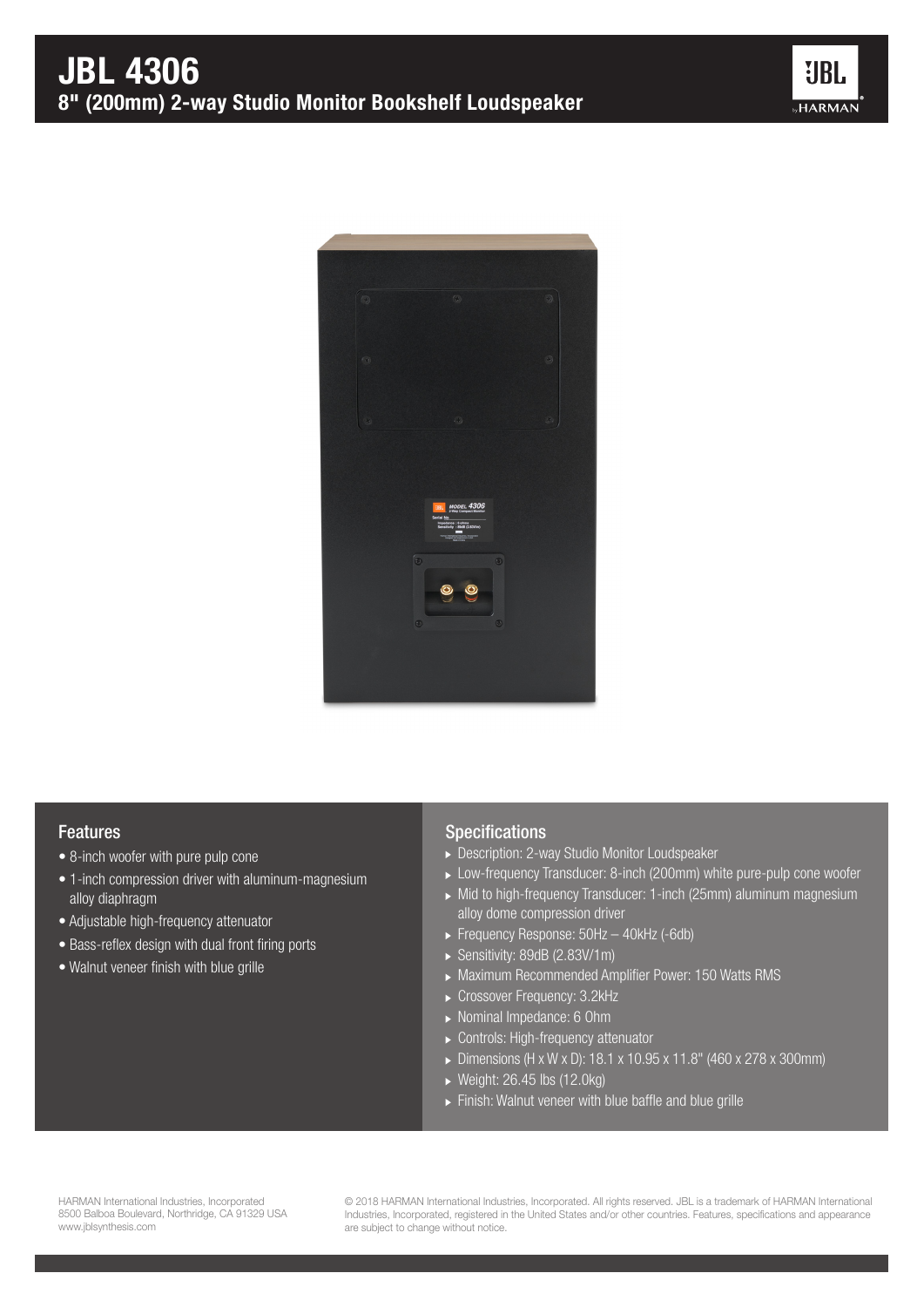# JBL 4306

## 8" (200mm) 2-way Studio Monitor Bookshelf Loudspeaker

## Features

- 8-inch woofer with pure pulp cone
- 1-inch compression driver with aluminum-magnesium alloy diaphragm
- Adjustable high-frequency attenuator
- Bass-reflex design with dual front firing ports
- Walnut veneer finish with blue grille

## Specifications

- Description: 2-way Studio Monitor Loudspeaker
- Low-frequency Transducer: 8-inch (200mm) white pure-pulp cone woofer
- Mid to high-frequency Transducer: 1-inch (25mm) aluminum magnesium alloy dome compression driver
- Frequency Response: 50Hz – 40kHz (-6db)
- Sensitivity: 89dB (2.83V/1m)
- Maximum Recommended Amplifier Power: 150 Watts RMS
- Crossover Frequency: 3.2kHz
- Nominal Impedance: 6 Ohm
- Controls: High-frequency attenuator
- Dimensions (H x W x D): 18.1 x 10.95 x 11.8" (460 x 278 x 300mm)
- Weight: 26.45 lbs (12.0kg)
- Finish: Walnut veneer with blue baffle and blue grille

HARMAN International Industries, Incorporated
8500 Balboa Boulevard, Northridge, CA 91329 USA
www.jblsynthesis.com

© 2018 HARMAN International Industries, Incorporated. All rights reserved. JBL is a trademark of HARMAN International Industries, Incorporated, registered in the United States and/or other countries. Features, specifications and appearance are subject to change without notice.